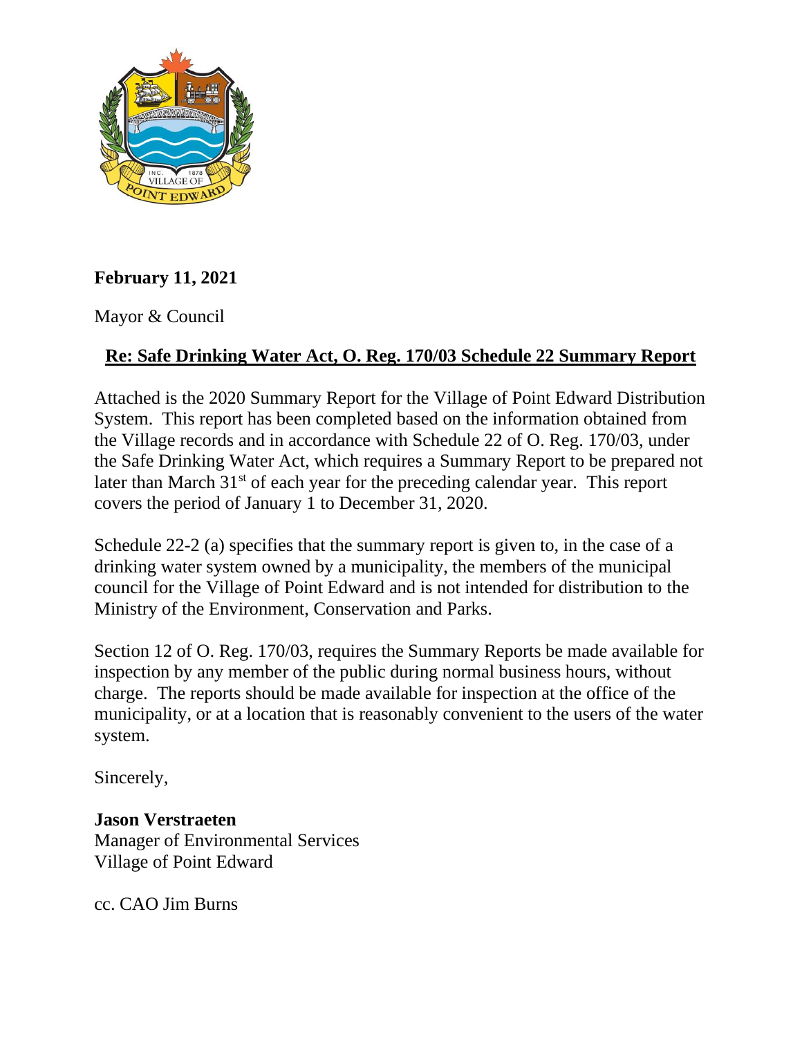**February 11, 2021**

Mayor & Council

**Re: Safe Drinking Water Act, O. Reg. 170/03 Schedule 22 Summary Report**

Attached is the 2020 Summary Report for the Village of Point Edward Distribution System. This report has been completed based on the information obtained from the Village records and in accordance with Schedule 22 of O. Reg. 170/03, under the Safe Drinking Water Act, which requires a Summary Report to be prepared not later than March 31st of each year for the preceding calendar year. This report covers the period of January 1 to December 31, 2020.

Schedule 22-2 (a) specifies that the summary report is given to, in the case of a drinking water system owned by a municipality, the members of the municipal council for the Village of Point Edward and is not intended for distribution to the Ministry of the Environment, Conservation and Parks.

Section 12 of O. Reg. 170/03, requires the Summary Reports be made available for inspection by any member of the public during normal business hours, without charge. The reports should be made available for inspection at the office of the municipality, or at a location that is reasonably convenient to the users of the water system.

Sincerely,

**Jason Verstraeten**
Manager of Environmental Services
Village of Point Edward

cc. CAO Jim Burns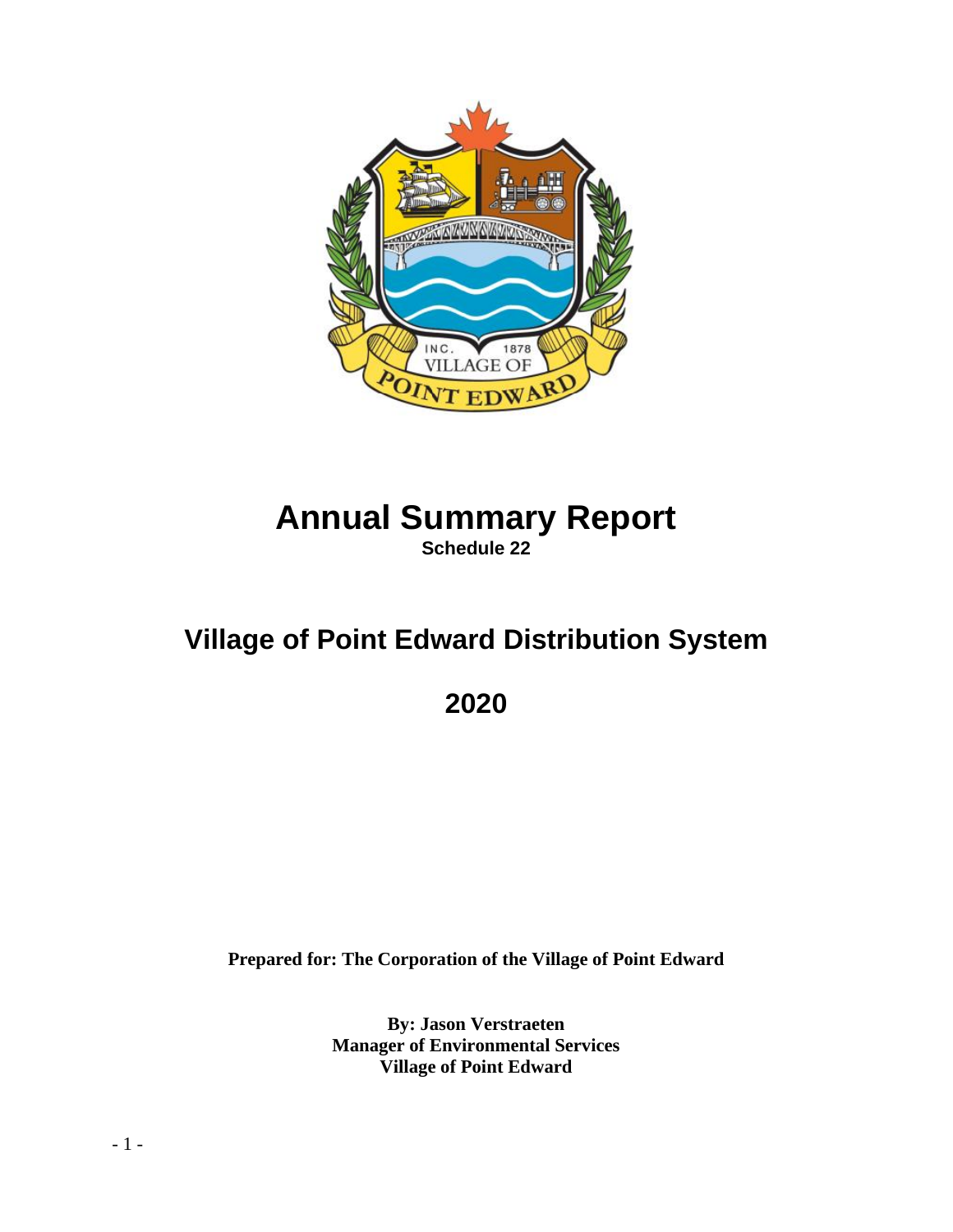# Annual Summary Report

**Schedule 22**

## Village of Point Edward Distribution System

## 2020

**Prepared for: The Corporation of the Village of Point Edward**

**By: Jason Verstraeten**
**Manager of Environmental Services**
**Village of Point Edward**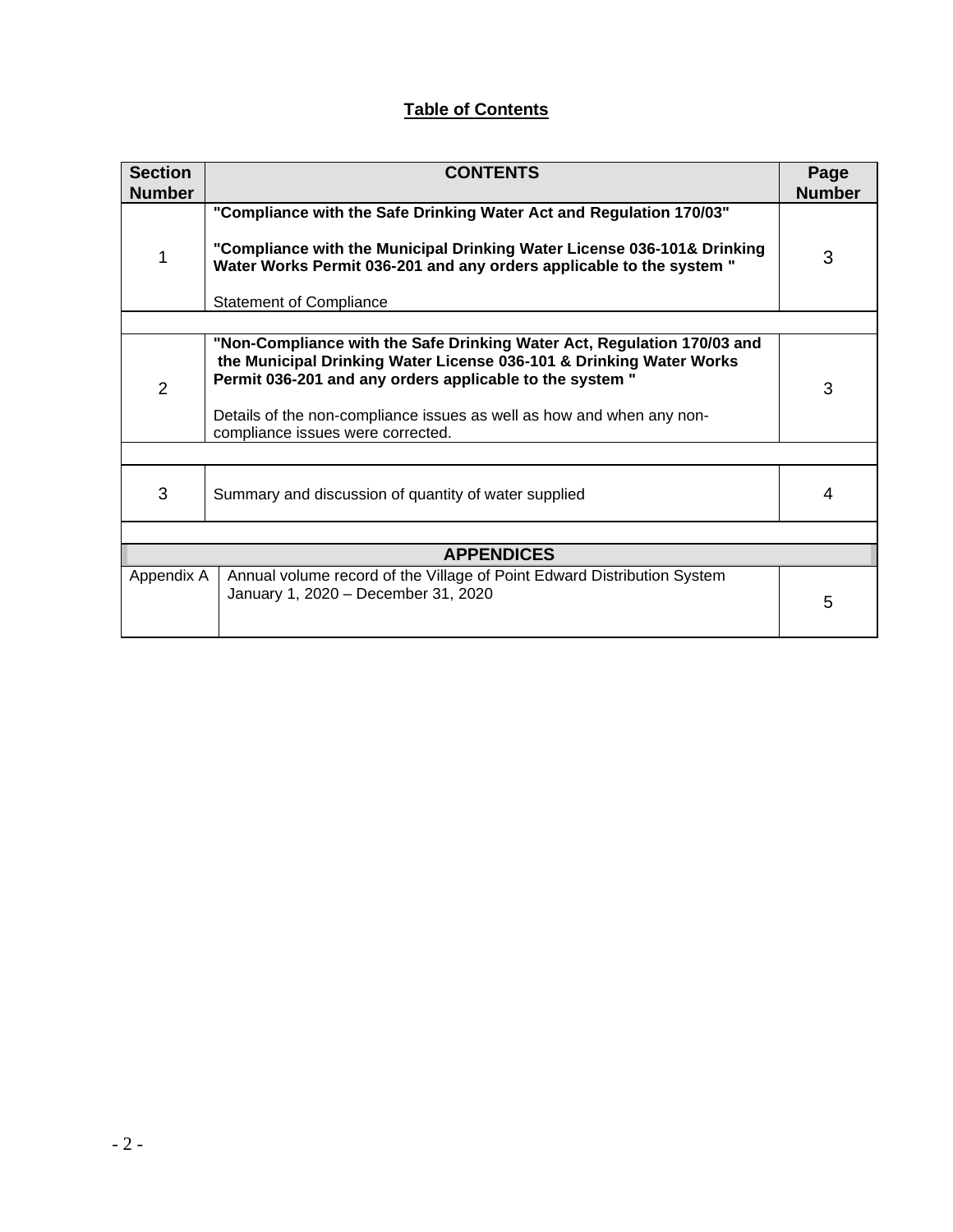## Table of Contents

| Section Number | CONTENTS | Page Number |
|---|---|---|
| 1 | **"Compliance with the Safe Drinking Water Act and Regulation 170/03"** <br><br> **"Compliance with the Municipal Drinking Water License 036-101& Drinking Water Works Permit 036-201 and any orders applicable to the system "** <br><br> Statement of Compliance | 3 |
| 2 | **"Non-Compliance with the Safe Drinking Water Act, Regulation 170/03 and the Municipal Drinking Water License 036-101 & Drinking Water Works Permit 036-201 and any orders applicable to the system "** <br><br> Details of the non-compliance issues as well as how and when any non-compliance issues were corrected. | 3 |
| 3 | Summary and discussion of quantity of water supplied | 4 |
| **APPENDICES** | | |
| Appendix A | Annual volume record of the Village of Point Edward Distribution System January 1, 2020 – December 31, 2020 | 5 |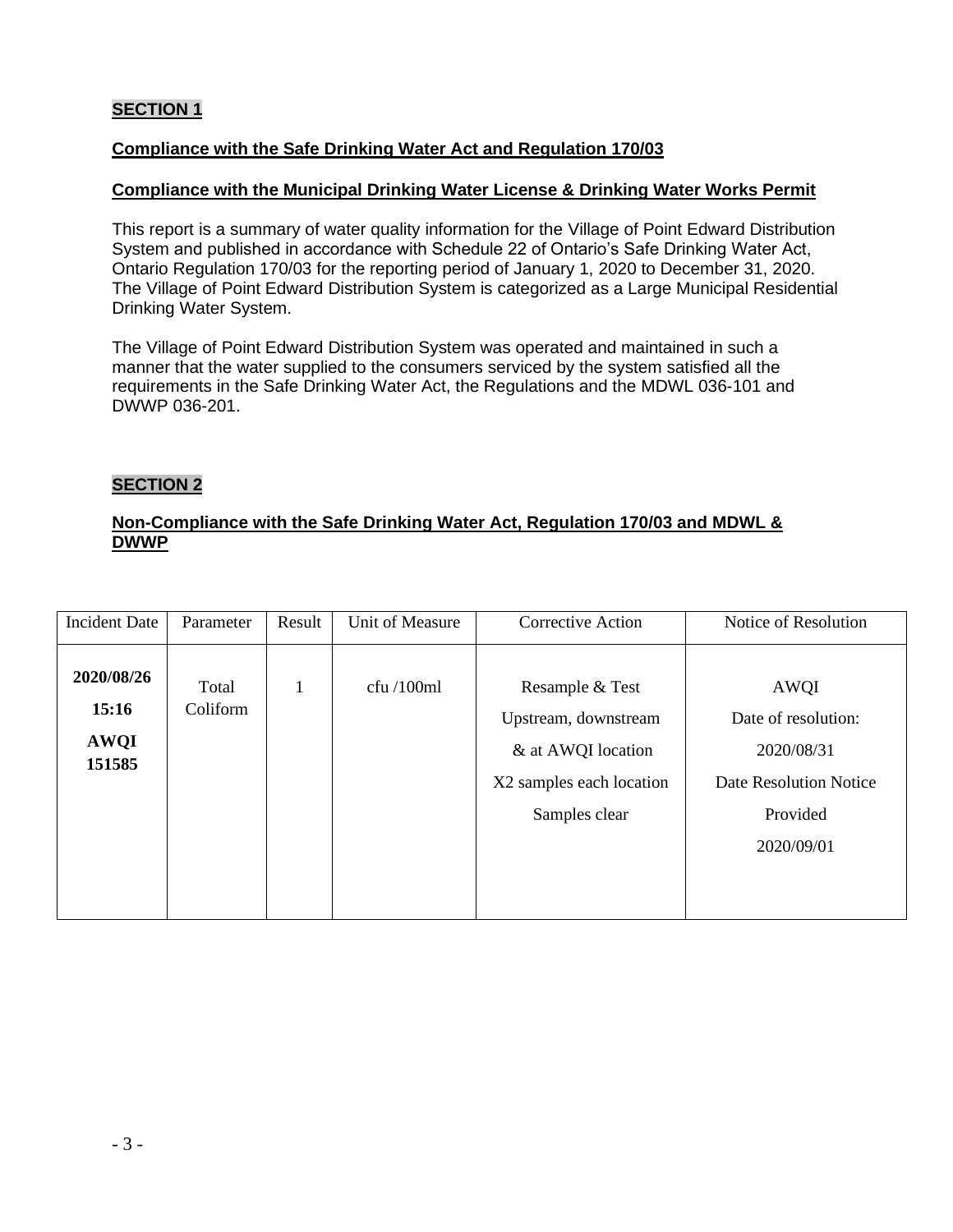## SECTION 1

**Compliance with the Safe Drinking Water Act and Regulation 170/03**

**Compliance with the Municipal Drinking Water License & Drinking Water Works Permit**

This report is a summary of water quality information for the Village of Point Edward Distribution System and published in accordance with Schedule 22 of Ontario's Safe Drinking Water Act, Ontario Regulation 170/03 for the reporting period of January 1, 2020 to December 31, 2020. The Village of Point Edward Distribution System is categorized as a Large Municipal Residential Drinking Water System.

The Village of Point Edward Distribution System was operated and maintained in such a manner that the water supplied to the consumers serviced by the system satisfied all the requirements in the Safe Drinking Water Act, the Regulations and the MDWL 036-101 and DWWP 036-201.

## SECTION 2

**Non-Compliance with the Safe Drinking Water Act, Regulation 170/03 and MDWL & DWWP**

| Incident Date | Parameter | Result | Unit of Measure | Corrective Action | Notice of Resolution |
|---|---|---|---|---|---|
| **2020/08/26 15:16 AWQI 151585** | Total Coliform | 1 | cfu /100ml | Resample & Test Upstream, downstream & at AWQI location X2 samples each location Samples clear | AWQI Date of resolution: 2020/08/31 Date Resolution Notice Provided 2020/09/01 |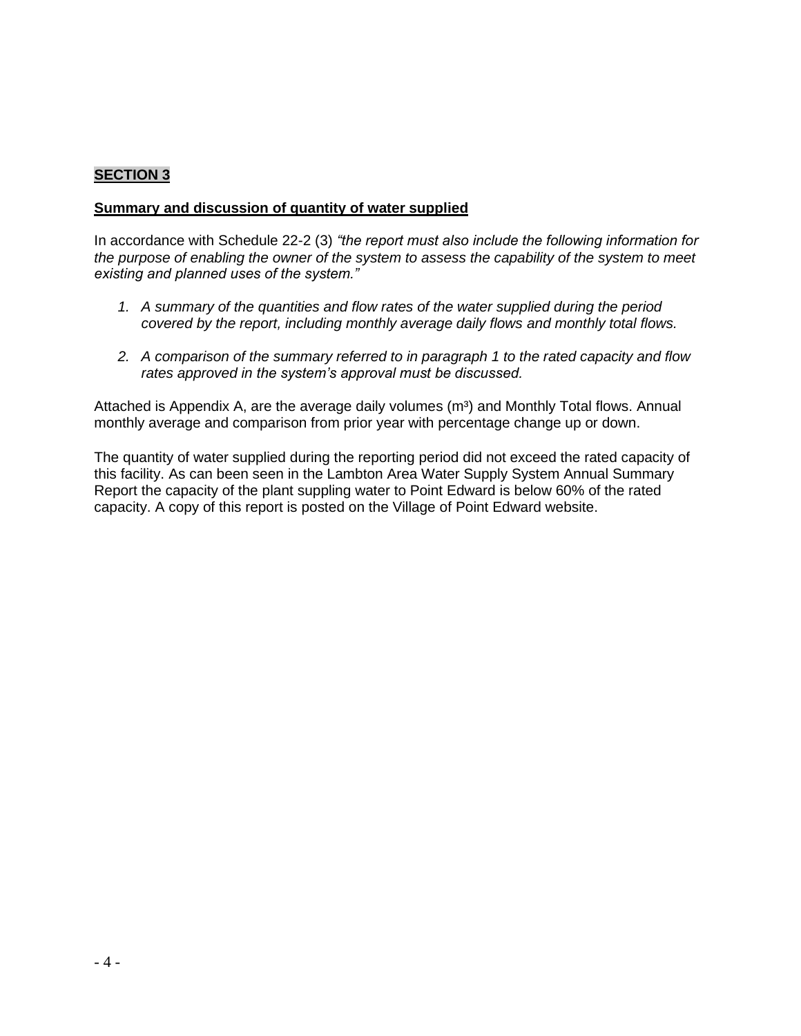## **SECTION 3**

### **Summary and discussion of quantity of water supplied**

In accordance with Schedule 22-2 (3) *"the report must also include the following information for the purpose of enabling the owner of the system to assess the capability of the system to meet existing and planned uses of the system."*

1. *A summary of the quantities and flow rates of the water supplied during the period covered by the report, including monthly average daily flows and monthly total flows.*

2. *A comparison of the summary referred to in paragraph 1 to the rated capacity and flow rates approved in the system's approval must be discussed.*

Attached is Appendix A, are the average daily volumes ($m^3$) and Monthly Total flows. Annual monthly average and comparison from prior year with percentage change up or down.

The quantity of water supplied during the reporting period did not exceed the rated capacity of this facility. As can been seen in the Lambton Area Water Supply System Annual Summary Report the capacity of the plant suppling water to Point Edward is below 60% of the rated capacity. A copy of this report is posted on the Village of Point Edward website.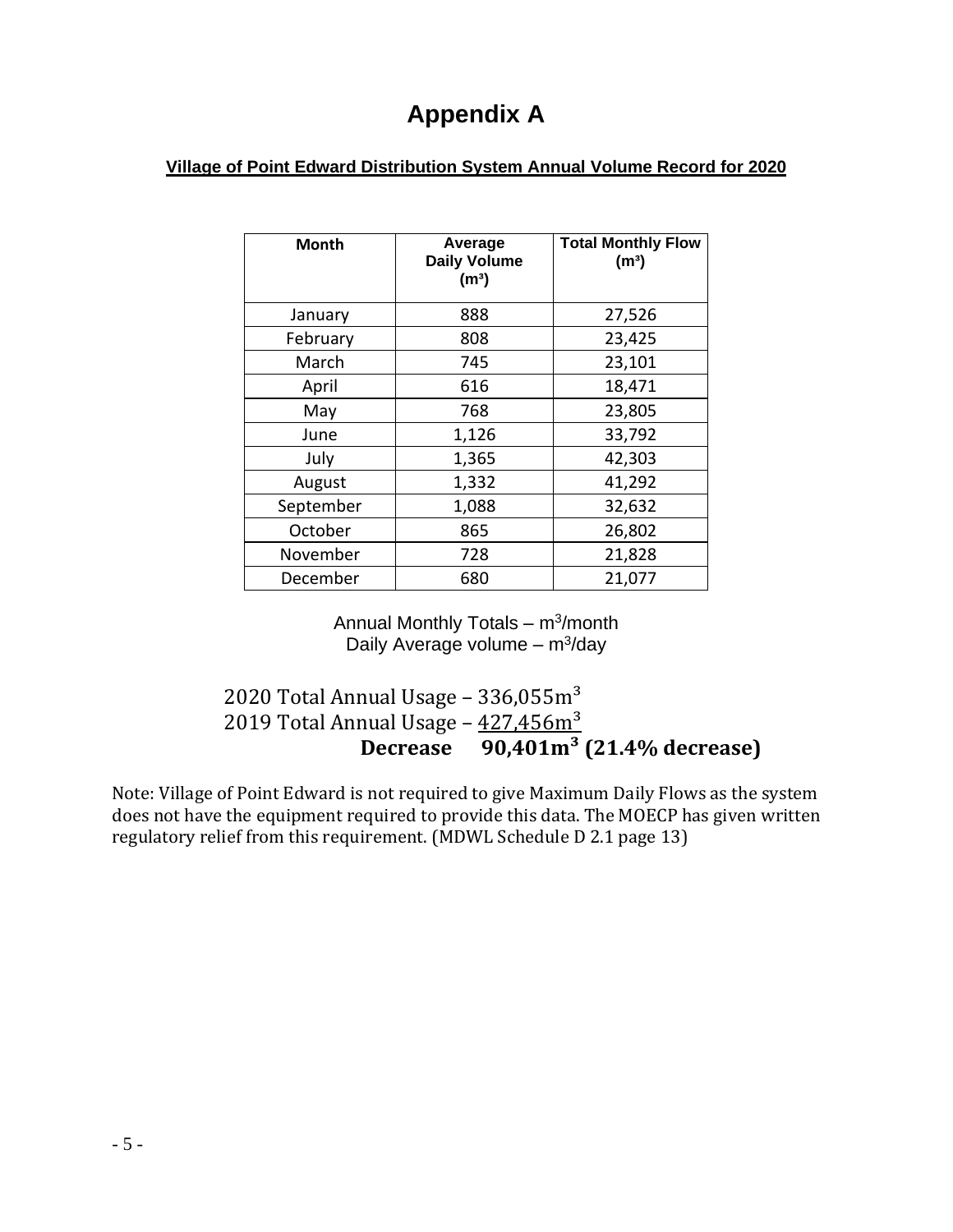# Appendix A

**Village of Point Edward Distribution System Annual Volume Record for 2020**

| Month | Average Daily Volume ($m^3$) | Total Monthly Flow ($m^3$) |
|---|---|---|
| January | 888 | 27,526 |
| February | 808 | 23,425 |
| March | 745 | 23,101 |
| April | 616 | 18,471 |
| May | 768 | 23,805 |
| June | 1,126 | 33,792 |
| July | 1,365 | 42,303 |
| August | 1,332 | 41,292 |
| September | 1,088 | 32,632 |
| October | 865 | 26,802 |
| November | 728 | 21,828 |
| December | 680 | 21,077 |

Annual Monthly Totals – $m^3$/month
Daily Average volume – $m^3$/day

2020 Total Annual Usage – 336,055$m^3$
2019 Total Annual Usage – 427,456$m^3$
**Decrease 90,401$m^3$ (21.4% decrease)**

Note: Village of Point Edward is not required to give Maximum Daily Flows as the system does not have the equipment required to provide this data. The MOECP has given written regulatory relief from this requirement. (MDWL Schedule D 2.1 page 13)